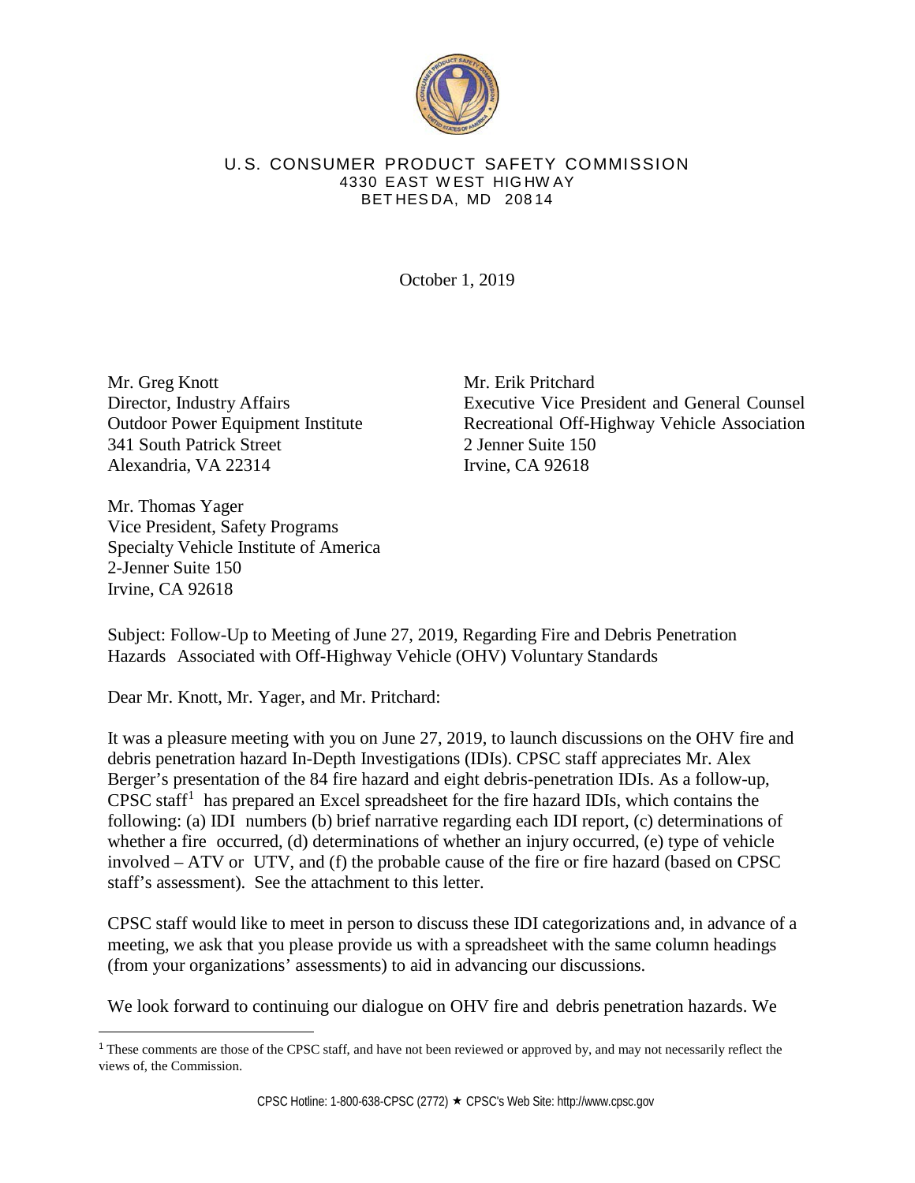U.S. CONSUMER PRODUCT SAFETY COMMISSION
4330 EAST WEST HIGHWAY
BETHESDA, MD 20814

October 1, 2019

Mr. Greg Knott
Director, Industry Affairs
Outdoor Power Equipment Institute
341 South Patrick Street
Alexandria, VA 22314

Mr. Erik Pritchard
Executive Vice President and General Counsel
Recreational Off-Highway Vehicle Association
2 Jenner Suite 150
Irvine, CA 92618

Mr. Thomas Yager
Vice President, Safety Programs
Specialty Vehicle Institute of America
2-Jenner Suite 150
Irvine, CA 92618

Subject: Follow-Up to Meeting of June 27, 2019, Regarding Fire and Debris Penetration Hazards Associated with Off-Highway Vehicle (OHV) Voluntary Standards

Dear Mr. Knott, Mr. Yager, and Mr. Pritchard:

It was a pleasure meeting with you on June 27, 2019, to launch discussions on the OHV fire and debris penetration hazard In-Depth Investigations (IDIs). CPSC staff appreciates Mr. Alex Berger's presentation of the 84 fire hazard and eight debris-penetration IDIs. As a follow-up, CPSC staff[1] has prepared an Excel spreadsheet for the fire hazard IDIs, which contains the following: (a) IDI numbers (b) brief narrative regarding each IDI report, (c) determinations of whether a fire occurred, (d) determinations of whether an injury occurred, (e) type of vehicle involved – ATV or UTV, and (f) the probable cause of the fire or fire hazard (based on CPSC staff's assessment). See the attachment to this letter.

CPSC staff would like to meet in person to discuss these IDI categorizations and, in advance of a meeting, we ask that you please provide us with a spreadsheet with the same column headings (from your organizations' assessments) to aid in advancing our discussions.

We look forward to continuing our dialogue on OHV fire and debris penetration hazards. We

[1] These comments are those of the CPSC staff, and have not been reviewed or approved by, and may not necessarily reflect the views of, the Commission.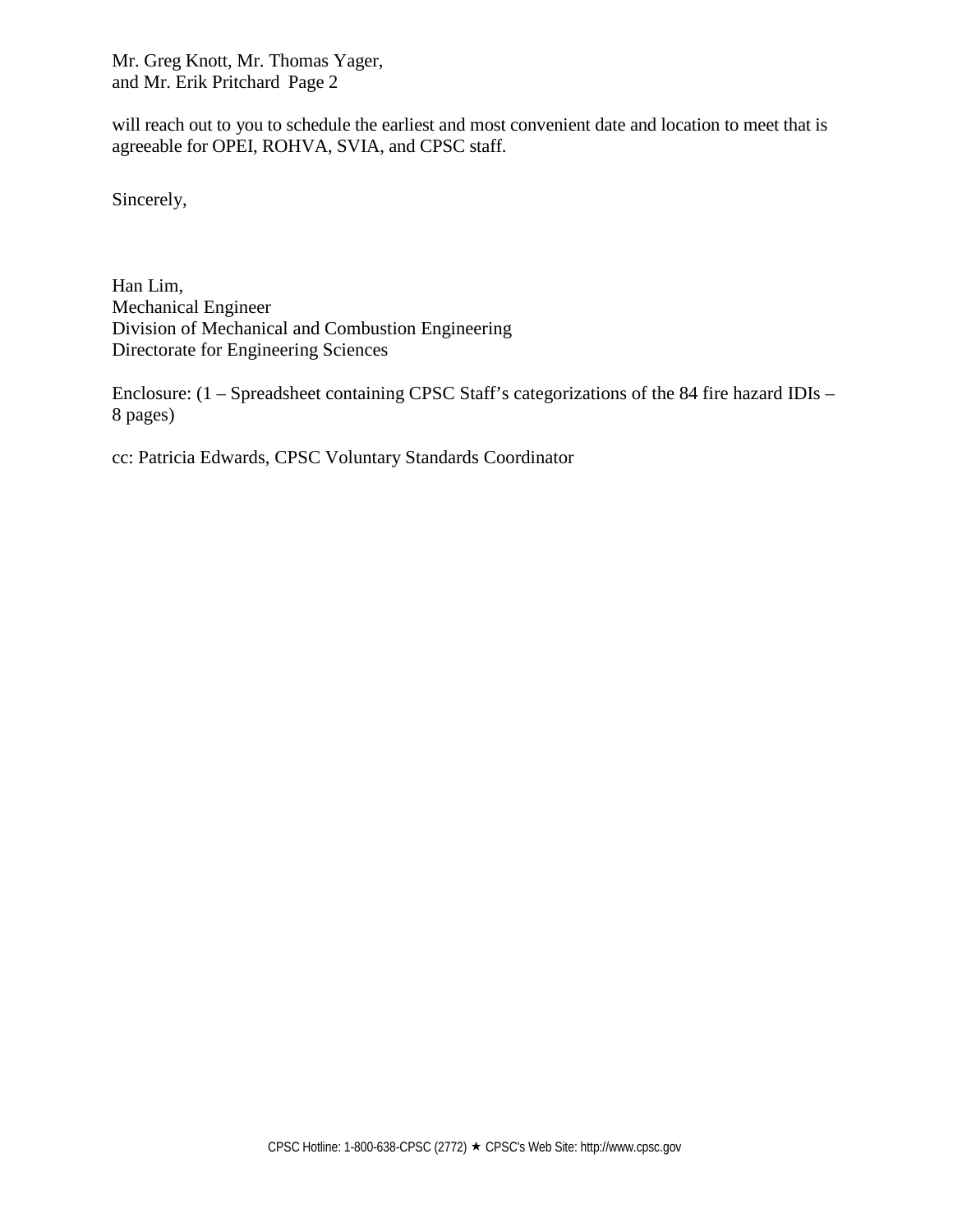will reach out to you to schedule the earliest and most convenient date and location to meet that is agreeable for OPEI, ROHVA, SVIA, and CPSC staff.

Sincerely,

Han Lim,
Mechanical Engineer
Division of Mechanical and Combustion Engineering
Directorate for Engineering Sciences

Enclosure: (1 – Spreadsheet containing CPSC Staff's categorizations of the 84 fire hazard IDIs – 8 pages)

cc: Patricia Edwards, CPSC Voluntary Standards Coordinator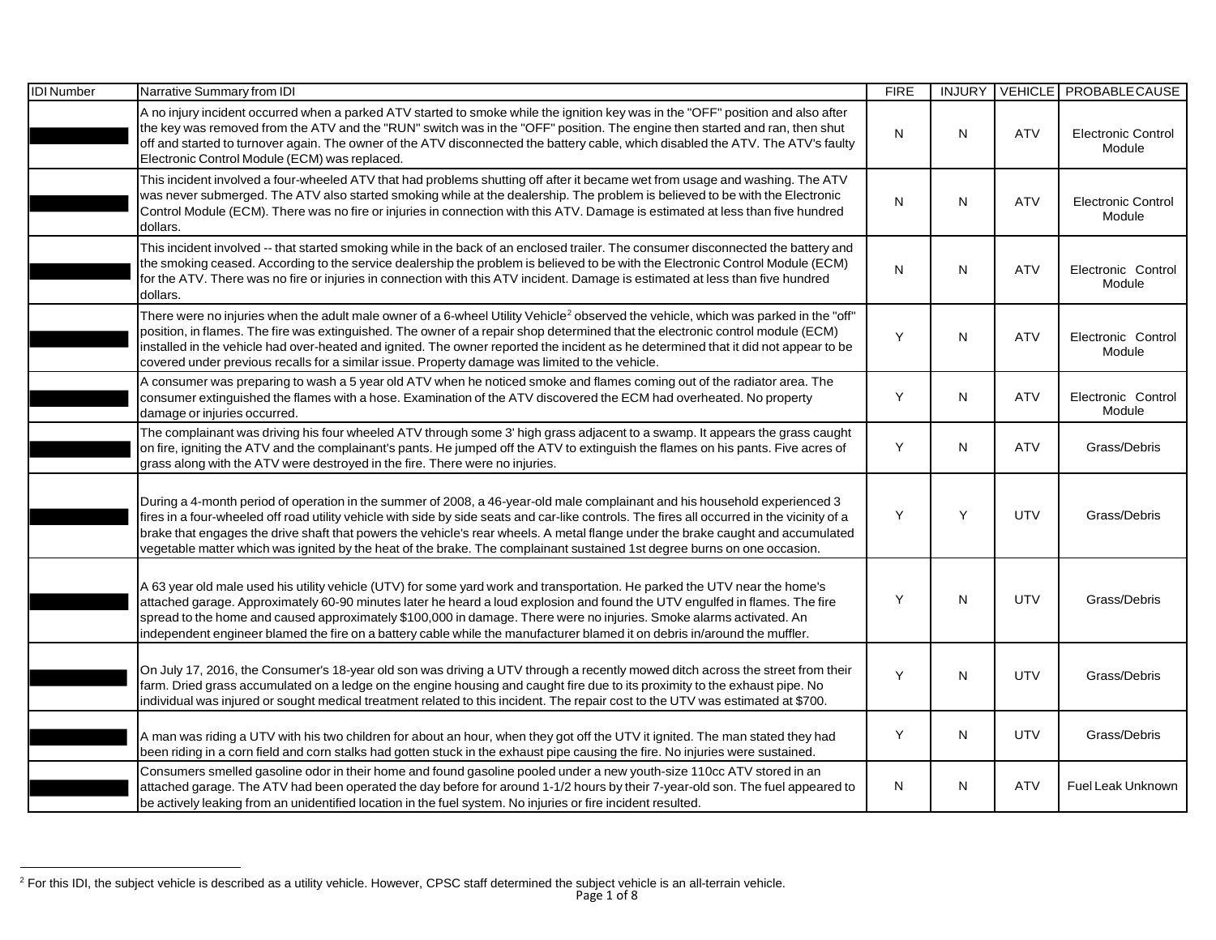| IDI Number | Narrative Summary from IDI | FIRE | INJURY | VEHICLE | PROBABLE CAUSE |
|---|---|---|---|---|---|
| | A no injury incident occurred when a parked ATV started to smoke while the ignition key was in the "OFF" position and also after the key was removed from the ATV and the "RUN" switch was in the "OFF" position. The engine then started and ran, then shut off and started to turnover again. The owner of the ATV disconnected the battery cable, which disabled the ATV. The ATV's faulty Electronic Control Module (ECM) was replaced. | N | N | ATV | Electronic Control Module |
| | This incident involved a four-wheeled ATV that had problems shutting off after it became wet from usage and washing. The ATV was never submerged. The ATV also started smoking while at the dealership. The problem is believed to be with the Electronic Control Module (ECM). There was no fire or injuries in connection with this ATV. Damage is estimated at less than five hundred dollars. | N | N | ATV | Electronic Control Module |
| | This incident involved -- that started smoking while in the back of an enclosed trailer. The consumer disconnected the battery and the smoking ceased. According to the service dealership the problem is believed to be with the Electronic Control Module (ECM) for the ATV. There was no fire or injuries in connection with this ATV incident. Damage is estimated at less than five hundred dollars. | N | N | ATV | Electronic Control Module |
| | There were no injuries when the adult male owner of a 6-wheel Utility Vehicle[2] observed the vehicle, which was parked in the "off" position, in flames. The fire was extinguished. The owner of a repair shop determined that the electronic control module (ECM) installed in the vehicle had over-heated and ignited. The owner reported the incident as he determined that it did not appear to be covered under previous recalls for a similar issue. Property damage was limited to the vehicle. | Y | N | ATV | Electronic Control Module |
| | A consumer was preparing to wash a 5 year old ATV when he noticed smoke and flames coming out of the radiator area. The consumer extinguished the flames with a hose. Examination of the ATV discovered the ECM had overheated. No property damage or injuries occurred. | Y | N | ATV | Electronic Control Module |
| | The complainant was driving his four wheeled ATV through some 3' high grass adjacent to a swamp. It appears the grass caught on fire, igniting the ATV and the complainant's pants. He jumped off the ATV to extinguish the flames on his pants. Five acres of grass along with the ATV were destroyed in the fire. There were no injuries. | Y | N | ATV | Grass/Debris |
| | During a 4-month period of operation in the summer of 2008, a 46-year-old male complainant and his household experienced 3 fires in a four-wheeled off road utility vehicle with side by side seats and car-like controls. The fires all occurred in the vicinity of a brake that engages the drive shaft that powers the vehicle's rear wheels. A metal flange under the brake caught and accumulated vegetable matter which was ignited by the heat of the brake. The complainant sustained 1st degree burns on one occasion. | Y | Y | UTV | Grass/Debris |
| | A 63 year old male used his utility vehicle (UTV) for some yard work and transportation. He parked the UTV near the home's attached garage. Approximately 60-90 minutes later he heard a loud explosion and found the UTV engulfed in flames. The fire spread to the home and caused approximately $100,000 in damage. There were no injuries. Smoke alarms activated. An independent engineer blamed the fire on a battery cable while the manufacturer blamed it on debris in/around the muffler. | Y | N | UTV | Grass/Debris |
| | On July 17, 2016, the Consumer's 18-year old son was driving a UTV through a recently mowed ditch across the street from their farm. Dried grass accumulated on a ledge on the engine housing and caught fire due to its proximity to the exhaust pipe. No individual was injured or sought medical treatment related to this incident. The repair cost to the UTV was estimated at $700. | Y | N | UTV | Grass/Debris |
| | A man was riding a UTV with his two children for about an hour, when they got off the UTV it ignited. The man stated they had been riding in a corn field and corn stalks had gotten stuck in the exhaust pipe causing the fire. No injuries were sustained. | Y | N | UTV | Grass/Debris |
| | Consumers smelled gasoline odor in their home and found gasoline pooled under a new youth-size 110cc ATV stored in an attached garage. The ATV had been operated the day before for around 1-1/2 hours by their 7-year-old son. The fuel appeared to be actively leaking from an unidentified location in the fuel system. No injuries or fire incident resulted. | N | N | ATV | Fuel Leak Unknown |

[2] For this IDI, the subject vehicle is described as a utility vehicle. However, CPSC staff determined the subject vehicle is an all-terrain vehicle.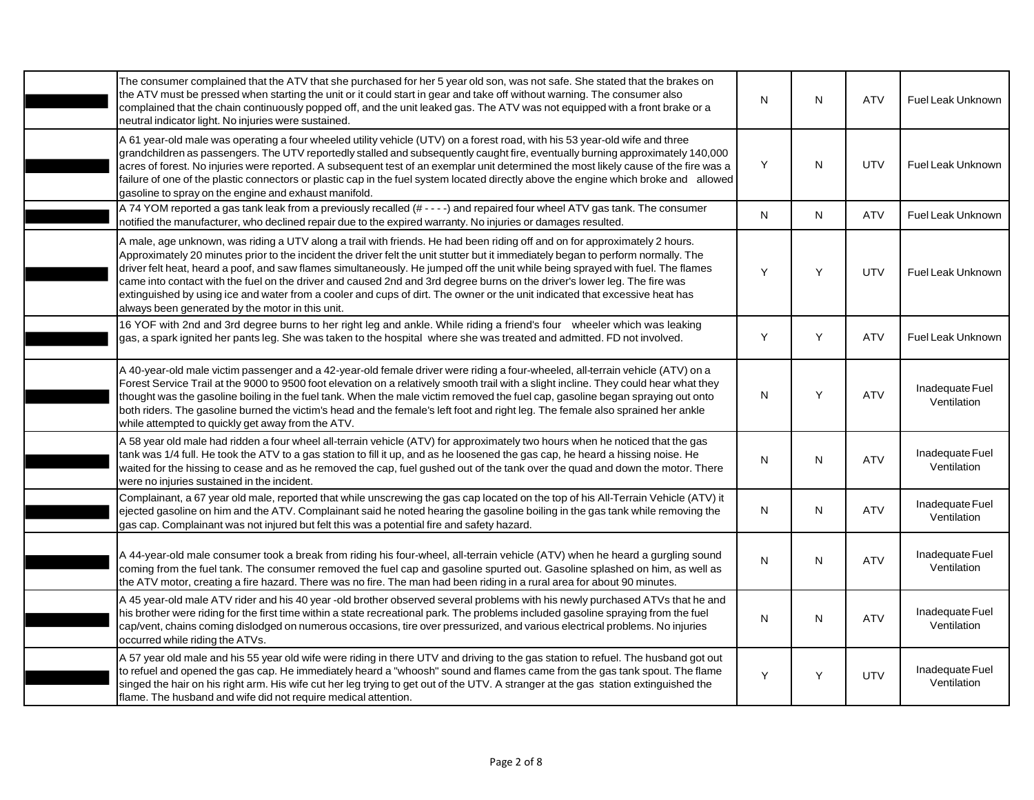| | | | | | |
|---|---|---|---|---|---|
| ████ | The consumer complained that the ATV that she purchased for her 5 year old son, was not safe. She stated that the brakes on the ATV must be pressed when starting the unit or it could start in gear and take off without warning. The consumer also complained that the chain continuously popped off, and the unit leaked gas. The ATV was not equipped with a front brake or a neutral indicator light. No injuries were sustained. | N | N | ATV | Fuel Leak Unknown |
| ████ | A 61 year-old male was operating a four wheeled utility vehicle (UTV) on a forest road, with his 53 year-old wife and three grandchildren as passengers. The UTV reportedly stalled and subsequently caught fire, eventually burning approximately 140,000 acres of forest. No injuries were reported. A subsequent test of an exemplar unit determined the most likely cause of the fire was a failure of one of the plastic connectors or plastic cap in the fuel system located directly above the engine which broke and allowed gasoline to spray on the engine and exhaust manifold. | Y | N | UTV | Fuel Leak Unknown |
| ████ | A 74 YOM reported a gas tank leak from a previously recalled (# - - - -) and repaired four wheel ATV gas tank. The consumer notified the manufacturer, who declined repair due to the expired warranty. No injuries or damages resulted. | N | N | ATV | Fuel Leak Unknown |
| ████ | A male, age unknown, was riding a UTV along a trail with friends. He had been riding off and on for approximately 2 hours. Approximately 20 minutes prior to the incident the driver felt the unit stutter but it immediately began to perform normally. The driver felt heat, heard a poof, and saw flames simultaneously. He jumped off the unit while being sprayed with fuel. The flames came into contact with the fuel on the driver and caused 2nd and 3rd degree burns on the driver's lower leg. The fire was extinguished by using ice and water from a cooler and cups of dirt. The owner or the unit indicated that excessive heat has always been generated by the motor in this unit. | Y | Y | UTV | Fuel Leak Unknown |
| ████ | 16 YOF with 2nd and 3rd degree burns to her right leg and ankle. While riding a friend's four wheeler which was leaking gas, a spark ignited her pants leg. She was taken to the hospital where she was treated and admitted. FD not involved. | Y | Y | ATV | Fuel Leak Unknown |
| ████ | A 40-year-old male victim passenger and a 42-year-old female driver were riding a four-wheeled, all-terrain vehicle (ATV) on a Forest Service Trail at the 9000 to 9500 foot elevation on a relatively smooth trail with a slight incline. They could hear what they thought was the gasoline boiling in the fuel tank. When the male victim removed the fuel cap, gasoline began spraying out onto both riders. The gasoline burned the victim's head and the female's left foot and right leg. The female also sprained her ankle while attempted to quickly get away from the ATV. | N | Y | ATV | Inadequate Fuel Ventilation |
| ████ | A 58 year old male had ridden a four wheel all-terrain vehicle (ATV) for approximately two hours when he noticed that the gas tank was 1/4 full. He took the ATV to a gas station to fill it up, and as he loosened the gas cap, he heard a hissing noise. He waited for the hissing to cease and as he removed the cap, fuel gushed out of the tank over the quad and down the motor. There were no injuries sustained in the incident. | N | N | ATV | Inadequate Fuel Ventilation |
| ████ | Complainant, a 67 year old male, reported that while unscrewing the gas cap located on the top of his All-Terrain Vehicle (ATV) it ejected gasoline on him and the ATV. Complainant said he noted hearing the gasoline boiling in the gas tank while removing the gas cap. Complainant was not injured but felt this was a potential fire and safety hazard. | N | N | ATV | Inadequate Fuel Ventilation |
| ████ | A 44-year-old male consumer took a break from riding his four-wheel, all-terrain vehicle (ATV) when he heard a gurgling sound coming from the fuel tank. The consumer removed the fuel cap and gasoline spurted out. Gasoline splashed on him, as well as the ATV motor, creating a fire hazard. There was no fire. The man had been riding in a rural area for about 90 minutes. | N | N | ATV | Inadequate Fuel Ventilation |
| ████ | A 45 year-old male ATV rider and his 40 year -old brother observed several problems with his newly purchased ATVs that he and his brother were riding for the first time within a state recreational park. The problems included gasoline spraying from the fuel cap/vent, chains coming dislodged on numerous occasions, tire over pressurized, and various electrical problems. No injuries occurred while riding the ATVs. | N | N | ATV | Inadequate Fuel Ventilation |
| ████ | A 57 year old male and his 55 year old wife were riding in there UTV and driving to the gas station to refuel. The husband got out to refuel and opened the gas cap. He immediately heard a "whoosh" sound and flames came from the gas tank spout. The flame singed the hair on his right arm. His wife cut her leg trying to get out of the UTV. A stranger at the gas station extinguished the flame. The husband and wife did not require medical attention. | Y | Y | UTV | Inadequate Fuel Ventilation |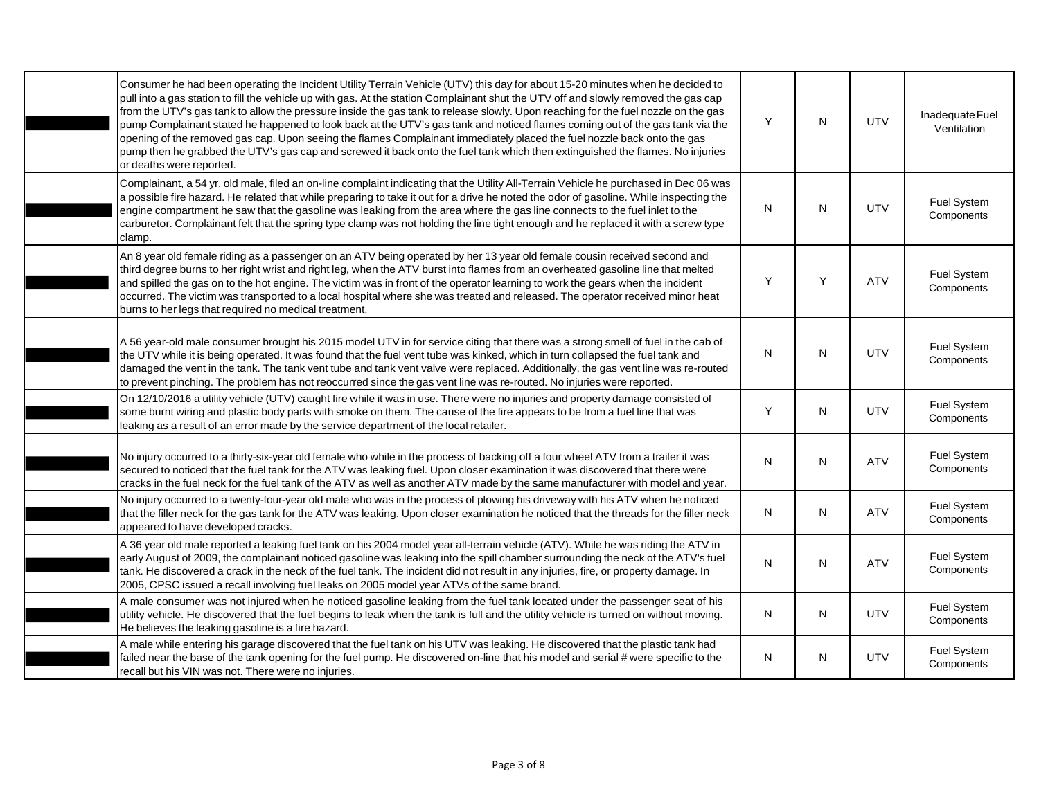| | | | | | |
|---|---|---|---|---|---|
| | Consumer he had been operating the Incident Utility Terrain Vehicle (UTV) this day for about 15-20 minutes when he decided to pull into a gas station to fill the vehicle up with gas. At the station Complainant shut the UTV off and slowly removed the gas cap from the UTV's gas tank to allow the pressure inside the gas tank to release slowly. Upon reaching for the fuel nozzle on the gas pump Complainant stated he happened to look back at the UTV's gas tank and noticed flames coming out of the gas tank via the opening of the removed gas cap. Upon seeing the flames Complainant immediately placed the fuel nozzle back onto the gas pump then he grabbed the UTV's gas cap and screwed it back onto the fuel tank which then extinguished the flames. No injuries or deaths were reported. | Y | N | UTV | Inadequate Fuel Ventilation |
| | Complainant, a 54 yr. old male, filed an on-line complaint indicating that the Utility All-Terrain Vehicle he purchased in Dec 06 was a possible fire hazard. He related that while preparing to take it out for a drive he noted the odor of gasoline. While inspecting the engine compartment he saw that the gasoline was leaking from the area where the gas line connects to the fuel inlet to the carburetor. Complainant felt that the spring type clamp was not holding the line tight enough and he replaced it with a screw type clamp. | N | N | UTV | Fuel System Components |
| | An 8 year old female riding as a passenger on an ATV being operated by her 13 year old female cousin received second and third degree burns to her right wrist and right leg, when the ATV burst into flames from an overheated gasoline line that melted and spilled the gas on to the hot engine. The victim was in front of the operator learning to work the gears when the incident occurred. The victim was transported to a local hospital where she was treated and released. The operator received minor heat burns to her legs that required no medical treatment. | Y | Y | ATV | Fuel System Components |
| | A 56 year-old male consumer brought his 2015 model UTV in for service citing that there was a strong smell of fuel in the cab of the UTV while it is being operated. It was found that the fuel vent tube was kinked, which in turn collapsed the fuel tank and damaged the vent in the tank. The tank vent tube and tank vent valve were replaced. Additionally, the gas vent line was re-routed to prevent pinching. The problem has not reoccurred since the gas vent line was re-routed. No injuries were reported. | N | N | UTV | Fuel System Components |
| | On 12/10/2016 a utility vehicle (UTV) caught fire while it was in use. There were no injuries and property damage consisted of some burnt wiring and plastic body parts with smoke on them. The cause of the fire appears to be from a fuel line that was leaking as a result of an error made by the service department of the local retailer. | Y | N | UTV | Fuel System Components |
| | No injury occurred to a thirty-six-year old female who while in the process of backing off a four wheel ATV from a trailer it was secured to noticed that the fuel tank for the ATV was leaking fuel. Upon closer examination it was discovered that there were cracks in the fuel neck for the fuel tank of the ATV as well as another ATV made by the same manufacturer with model and year. | N | N | ATV | Fuel System Components |
| | No injury occurred to a twenty-four-year old male who was in the process of plowing his driveway with his ATV when he noticed that the filler neck for the gas tank for the ATV was leaking. Upon closer examination he noticed that the threads for the filler neck appeared to have developed cracks. | N | N | ATV | Fuel System Components |
| | A 36 year old male reported a leaking fuel tank on his 2004 model year all-terrain vehicle (ATV). While he was riding the ATV in early August of 2009, the complainant noticed gasoline was leaking into the spill chamber surrounding the neck of the ATV's fuel tank. He discovered a crack in the neck of the fuel tank. The incident did not result in any injuries, fire, or property damage. In 2005, CPSC issued a recall involving fuel leaks on 2005 model year ATVs of the same brand. | N | N | ATV | Fuel System Components |
| | A male consumer was not injured when he noticed gasoline leaking from the fuel tank located under the passenger seat of his utility vehicle. He discovered that the fuel begins to leak when the tank is full and the utility vehicle is turned on without moving. He believes the leaking gasoline is a fire hazard. | N | N | UTV | Fuel System Components |
| | A male while entering his garage discovered that the fuel tank on his UTV was leaking. He discovered that the plastic tank had failed near the base of the tank opening for the fuel pump. He discovered on-line that his model and serial # were specific to the recall but his VIN was not. There were no injuries. | N | N | UTV | Fuel System Components |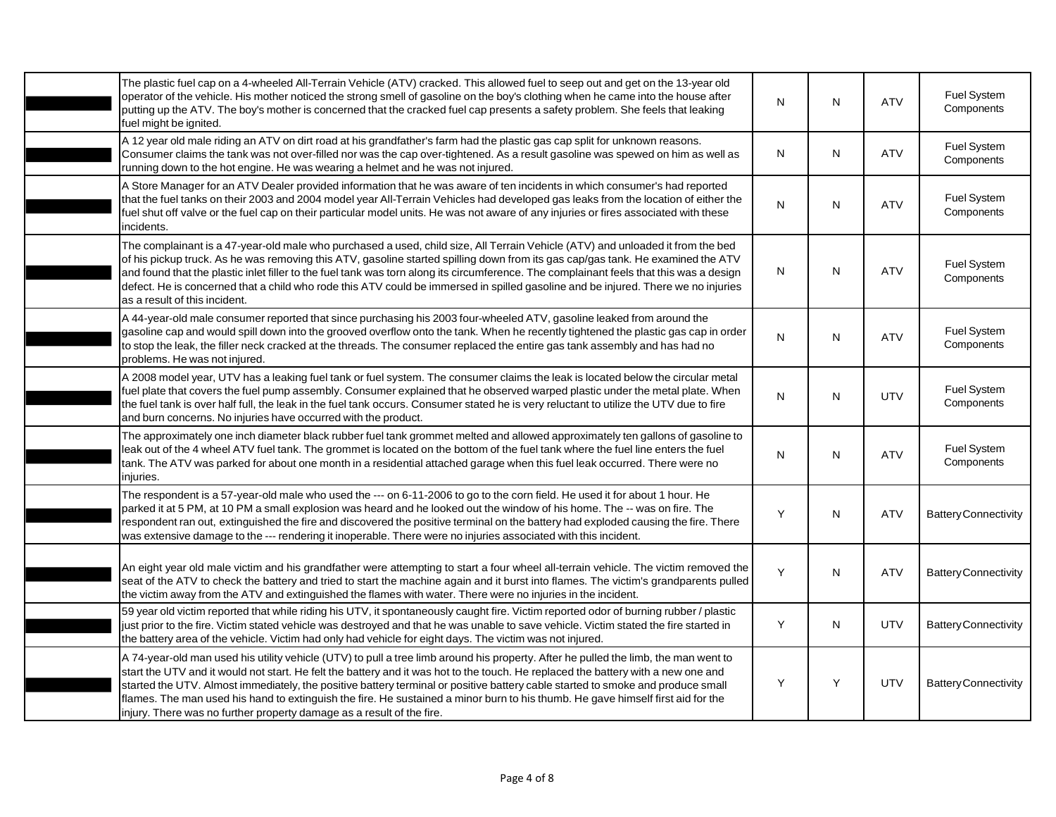| | | | | | |
|---|---|---|---|---|---|
| ████ | The plastic fuel cap on a 4-wheeled All-Terrain Vehicle (ATV) cracked. This allowed fuel to seep out and get on the 13-year old operator of the vehicle. His mother noticed the strong smell of gasoline on the boy's clothing when he came into the house after putting up the ATV. The boy's mother is concerned that the cracked fuel cap presents a safety problem. She feels that leaking fuel might be ignited. | N | N | ATV | Fuel System Components |
| ████ | A 12 year old male riding an ATV on dirt road at his grandfather's farm had the plastic gas cap split for unknown reasons. Consumer claims the tank was not over-filled nor was the cap over-tightened. As a result gasoline was spewed on him as well as running down to the hot engine. He was wearing a helmet and he was not injured. | N | N | ATV | Fuel System Components |
| ████ | A Store Manager for an ATV Dealer provided information that he was aware of ten incidents in which consumer's had reported that the fuel tanks on their 2003 and 2004 model year All-Terrain Vehicles had developed gas leaks from the location of either the fuel shut off valve or the fuel cap on their particular model units. He was not aware of any injuries or fires associated with these incidents. | N | N | ATV | Fuel System Components |
| ████ | The complainant is a 47-year-old male who purchased a used, child size, All Terrain Vehicle (ATV) and unloaded it from the bed of his pickup truck. As he was removing this ATV, gasoline started spilling down from its gas cap/gas tank. He examined the ATV and found that the plastic inlet filler to the fuel tank was torn along its circumference. The complainant feels that this was a design defect. He is concerned that a child who rode this ATV could be immersed in spilled gasoline and be injured. There we no injuries as a result of this incident. | N | N | ATV | Fuel System Components |
| ████ | A 44-year-old male consumer reported that since purchasing his 2003 four-wheeled ATV, gasoline leaked from around the gasoline cap and would spill down into the grooved overflow onto the tank. When he recently tightened the plastic gas cap in order to stop the leak, the filler neck cracked at the threads. The consumer replaced the entire gas tank assembly and has had no problems. He was not injured. | N | N | ATV | Fuel System Components |
| ████ | A 2008 model year, UTV has a leaking fuel tank or fuel system. The consumer claims the leak is located below the circular metal fuel plate that covers the fuel pump assembly. Consumer explained that he observed warped plastic under the metal plate. When the fuel tank is over half full, the leak in the fuel tank occurs. Consumer stated he is very reluctant to utilize the UTV due to fire and burn concerns. No injuries have occurred with the product. | N | N | UTV | Fuel System Components |
| ████ | The approximately one inch diameter black rubber fuel tank grommet melted and allowed approximately ten gallons of gasoline to leak out of the 4 wheel ATV fuel tank. The grommet is located on the bottom of the fuel tank where the fuel line enters the fuel tank. The ATV was parked for about one month in a residential attached garage when this fuel leak occurred. There were no injuries. | N | N | ATV | Fuel System Components |
| ████ | The respondent is a 57-year-old male who used the --- on 6-11-2006 to go to the corn field. He used it for about 1 hour. He parked it at 5 PM, at 10 PM a small explosion was heard and he looked out the window of his home. The -- was on fire. The respondent ran out, extinguished the fire and discovered the positive terminal on the battery had exploded causing the fire. There was extensive damage to the --- rendering it inoperable. There were no injuries associated with this incident. | Y | N | ATV | Battery Connectivity |
| ████ | An eight year old male victim and his grandfather were attempting to start a four wheel all-terrain vehicle. The victim removed the seat of the ATV to check the battery and tried to start the machine again and it burst into flames. The victim's grandparents pulled the victim away from the ATV and extinguished the flames with water. There were no injuries in the incident. | Y | N | ATV | Battery Connectivity |
| ████ | 59 year old victim reported that while riding his UTV, it spontaneously caught fire. Victim reported odor of burning rubber / plastic just prior to the fire. Victim stated vehicle was destroyed and that he was unable to save vehicle. Victim stated the fire started in the battery area of the vehicle. Victim had only had vehicle for eight days. The victim was not injured. | Y | N | UTV | Battery Connectivity |
| ████ | A 74-year-old man used his utility vehicle (UTV) to pull a tree limb around his property. After he pulled the limb, the man went to start the UTV and it would not start. He felt the battery and it was hot to the touch. He replaced the battery with a new one and started the UTV. Almost immediately, the positive battery terminal or positive battery cable started to smoke and produce small flames. The man used his hand to extinguish the fire. He sustained a minor burn to his thumb. He gave himself first aid for the injury. There was no further property damage as a result of the fire. | Y | Y | UTV | Battery Connectivity |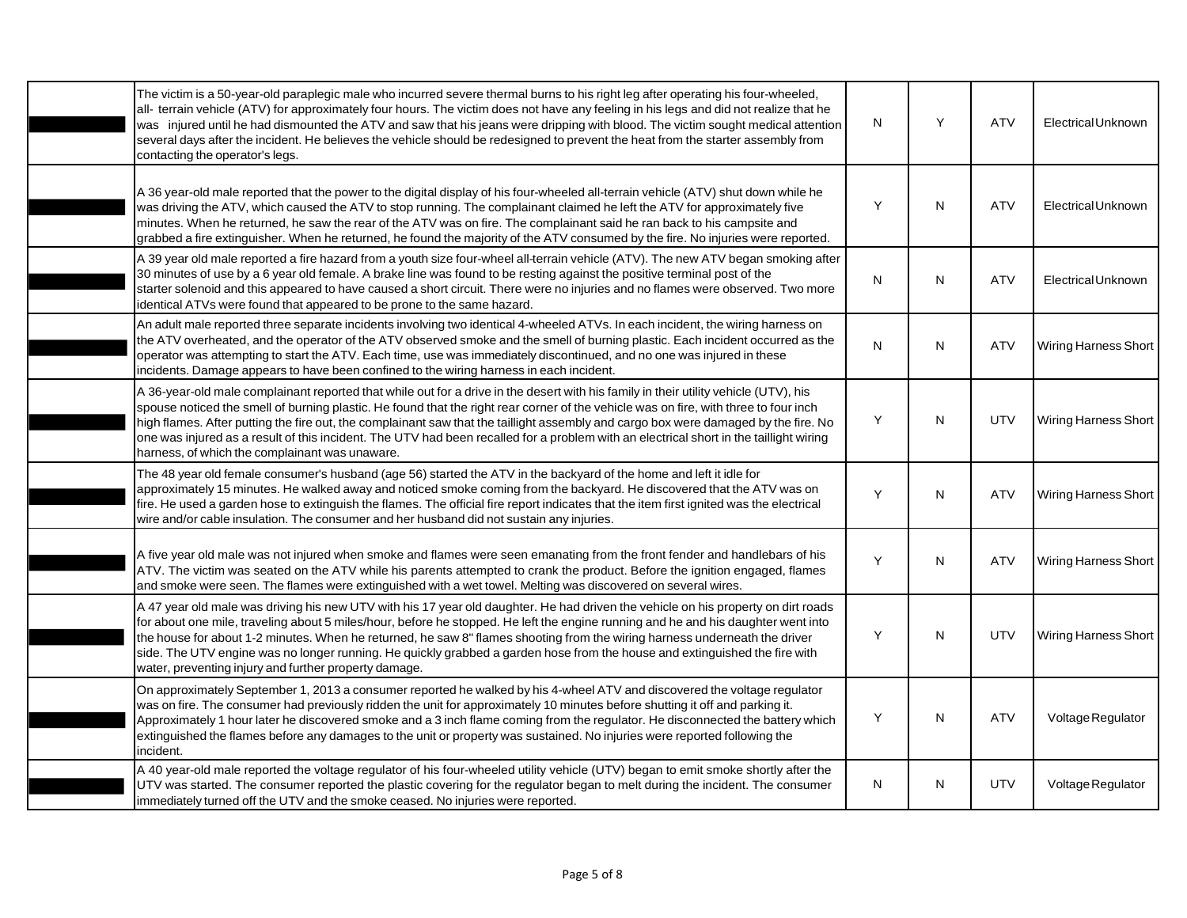| | | | | | |
|---|---|---|---|---|---|
| ███ | The victim is a 50-year-old paraplegic male who incurred severe thermal burns to his right leg after operating his four-wheeled, all- terrain vehicle (ATV) for approximately four hours. The victim does not have any feeling in his legs and did not realize that he was injured until he had dismounted the ATV and saw that his jeans were dripping with blood. The victim sought medical attention several days after the incident. He believes the vehicle should be redesigned to prevent the heat from the starter assembly from contacting the operator's legs. | N | Y | ATV | Electrical Unknown |
| ███ | A 36 year-old male reported that the power to the digital display of his four-wheeled all-terrain vehicle (ATV) shut down while he was driving the ATV, which caused the ATV to stop running. The complainant claimed he left the ATV for approximately five minutes. When he returned, he saw the rear of the ATV was on fire. The complainant said he ran back to his campsite and grabbed a fire extinguisher. When he returned, he found the majority of the ATV consumed by the fire. No injuries were reported. | Y | N | ATV | Electrical Unknown |
| ███ | A 39 year old male reported a fire hazard from a youth size four-wheel all-terrain vehicle (ATV). The new ATV began smoking after 30 minutes of use by a 6 year old female. A brake line was found to be resting against the positive terminal post of the starter solenoid and this appeared to have caused a short circuit. There were no injuries and no flames were observed. Two more identical ATVs were found that appeared to be prone to the same hazard. | N | N | ATV | Electrical Unknown |
| ███ | An adult male reported three separate incidents involving two identical 4-wheeled ATVs. In each incident, the wiring harness on the ATV overheated, and the operator of the ATV observed smoke and the smell of burning plastic. Each incident occurred as the operator was attempting to start the ATV. Each time, use was immediately discontinued, and no one was injured in these incidents. Damage appears to have been confined to the wiring harness in each incident. | N | N | ATV | Wiring Harness Short |
| ███ | A 36-year-old male complainant reported that while out for a drive in the desert with his family in their utility vehicle (UTV), his spouse noticed the smell of burning plastic. He found that the right rear corner of the vehicle was on fire, with three to four inch high flames. After putting the fire out, the complainant saw that the taillight assembly and cargo box were damaged by the fire. No one was injured as a result of this incident. The UTV had been recalled for a problem with an electrical short in the taillight wiring harness, of which the complainant was unaware. | Y | N | UTV | Wiring Harness Short |
| ███ | The 48 year old female consumer's husband (age 56) started the ATV in the backyard of the home and left it idle for approximately 15 minutes. He walked away and noticed smoke coming from the backyard. He discovered that the ATV was on fire. He used a garden hose to extinguish the flames. The official fire report indicates that the item first ignited was the electrical wire and/or cable insulation. The consumer and her husband did not sustain any injuries. | Y | N | ATV | Wiring Harness Short |
| ███ | A five year old male was not injured when smoke and flames were seen emanating from the front fender and handlebars of his ATV. The victim was seated on the ATV while his parents attempted to crank the product. Before the ignition engaged, flames and smoke were seen. The flames were extinguished with a wet towel. Melting was discovered on several wires. | Y | N | ATV | Wiring Harness Short |
| ███ | A 47 year old male was driving his new UTV with his 17 year old daughter. He had driven the vehicle on his property on dirt roads for about one mile, traveling about 5 miles/hour, before he stopped. He left the engine running and he and his daughter went into the house for about 1-2 minutes. When he returned, he saw 8" flames shooting from the wiring harness underneath the driver side. The UTV engine was no longer running. He quickly grabbed a garden hose from the house and extinguished the fire with water, preventing injury and further property damage. | Y | N | UTV | Wiring Harness Short |
| ███ | On approximately September 1, 2013 a consumer reported he walked by his 4-wheel ATV and discovered the voltage regulator was on fire. The consumer had previously ridden the unit for approximately 10 minutes before shutting it off and parking it. Approximately 1 hour later he discovered smoke and a 3 inch flame coming from the regulator. He disconnected the battery which extinguished the flames before any damages to the unit or property was sustained. No injuries were reported following the incident. | Y | N | ATV | Voltage Regulator |
| ███ | A 40 year-old male reported the voltage regulator of his four-wheeled utility vehicle (UTV) began to emit smoke shortly after the UTV was started. The consumer reported the plastic covering for the regulator began to melt during the incident. The consumer immediately turned off the UTV and the smoke ceased. No injuries were reported. | N | N | UTV | Voltage Regulator |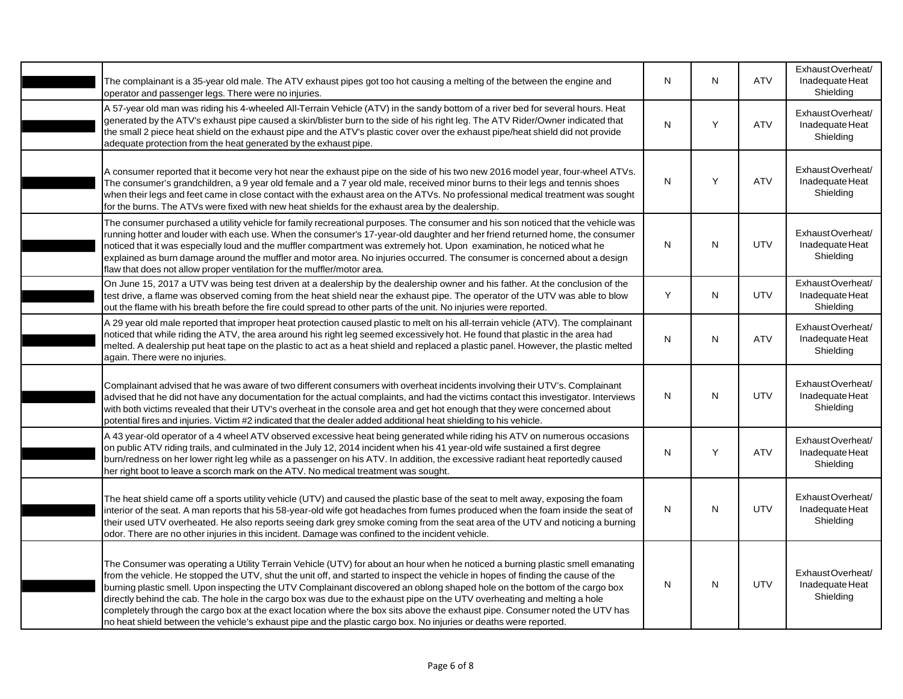| | | | | | |
|---|---|---|---|---|---|
| | The complainant is a 35-year old male. The ATV exhaust pipes got too hot causing a melting of the between the engine and operator and passenger legs. There were no injuries. | N | N | ATV | Exhaust Overheat/ Inadequate Heat Shielding |
| | A 57-year old man was riding his 4-wheeled All-Terrain Vehicle (ATV) in the sandy bottom of a river bed for several hours. Heat generated by the ATV's exhaust pipe caused a skin/blister burn to the side of his right leg. The ATV Rider/Owner indicated that the small 2 piece heat shield on the exhaust pipe and the ATV's plastic cover over the exhaust pipe/heat shield did not provide adequate protection from the heat generated by the exhaust pipe. | N | Y | ATV | Exhaust Overheat/ Inadequate Heat Shielding |
| | A consumer reported that it become very hot near the exhaust pipe on the side of his two new 2016 model year, four-wheel ATVs. The consumer's grandchildren, a 9 year old female and a 7 year old male, received minor burns to their legs and tennis shoes when their legs and feet came in close contact with the exhaust area on the ATVs. No professional medical treatment was sought for the burns. The ATVs were fixed with new heat shields for the exhaust area by the dealership. | N | Y | ATV | Exhaust Overheat/ Inadequate Heat Shielding |
| | The consumer purchased a utility vehicle for family recreational purposes. The consumer and his son noticed that the vehicle was running hotter and louder with each use. When the consumer's 17-year-old daughter and her friend returned home, the consumer noticed that it was especially loud and the muffler compartment was extremely hot. Upon examination, he noticed what he explained as burn damage around the muffler and motor area. No injuries occurred. The consumer is concerned about a design flaw that does not allow proper ventilation for the muffler/motor area. | N | N | UTV | Exhaust Overheat/ Inadequate Heat Shielding |
| | On June 15, 2017 a UTV was being test driven at a dealership by the dealership owner and his father. At the conclusion of the test drive, a flame was observed coming from the heat shield near the exhaust pipe. The operator of the UTV was able to blow out the flame with his breath before the fire could spread to other parts of the unit. No injuries were reported. | Y | N | UTV | Exhaust Overheat/ Inadequate Heat Shielding |
| | A 29 year old male reported that improper heat protection caused plastic to melt on his all-terrain vehicle (ATV). The complainant noticed that while riding the ATV, the area around his right leg seemed excessively hot. He found that plastic in the area had melted. A dealership put heat tape on the plastic to act as a heat shield and replaced a plastic panel. However, the plastic melted again. There were no injuries. | N | N | ATV | Exhaust Overheat/ Inadequate Heat Shielding |
| | Complainant advised that he was aware of two different consumers with overheat incidents involving their UTV's. Complainant advised that he did not have any documentation for the actual complaints, and had the victims contact this investigator. Interviews with both victims revealed that their UTV's overheat in the console area and get hot enough that they were concerned about potential fires and injuries. Victim #2 indicated that the dealer added additional heat shielding to his vehicle. | N | N | UTV | Exhaust Overheat/ Inadequate Heat Shielding |
| | A 43 year-old operator of a 4 wheel ATV observed excessive heat being generated while riding his ATV on numerous occasions on public ATV riding trails, and culminated in the July 12, 2014 incident when his 41 year-old wife sustained a first degree burn/redness on her lower right leg while as a passenger on his ATV. In addition, the excessive radiant heat reportedly caused her right boot to leave a scorch mark on the ATV. No medical treatment was sought. | N | Y | ATV | Exhaust Overheat/ Inadequate Heat Shielding |
| | The heat shield came off a sports utility vehicle (UTV) and caused the plastic base of the seat to melt away, exposing the foam interior of the seat. A man reports that his 58-year-old wife got headaches from fumes produced when the foam inside the seat of their used UTV overheated. He also reports seeing dark grey smoke coming from the seat area of the UTV and noticing a burning odor. There are no other injuries in this incident. Damage was confined to the incident vehicle. | N | N | UTV | Exhaust Overheat/ Inadequate Heat Shielding |
| | The Consumer was operating a Utility Terrain Vehicle (UTV) for about an hour when he noticed a burning plastic smell emanating from the vehicle. He stopped the UTV, shut the unit off, and started to inspect the vehicle in hopes of finding the cause of the burning plastic smell. Upon inspecting the UTV Complainant discovered an oblong shaped hole on the bottom of the cargo box directly behind the cab. The hole in the cargo box was due to the exhaust pipe on the UTV overheating and melting a hole completely through the cargo box at the exact location where the box sits above the exhaust pipe. Consumer noted the UTV has no heat shield between the vehicle's exhaust pipe and the plastic cargo box. No injuries or deaths were reported. | N | N | UTV | Exhaust Overheat/ Inadequate Heat Shielding |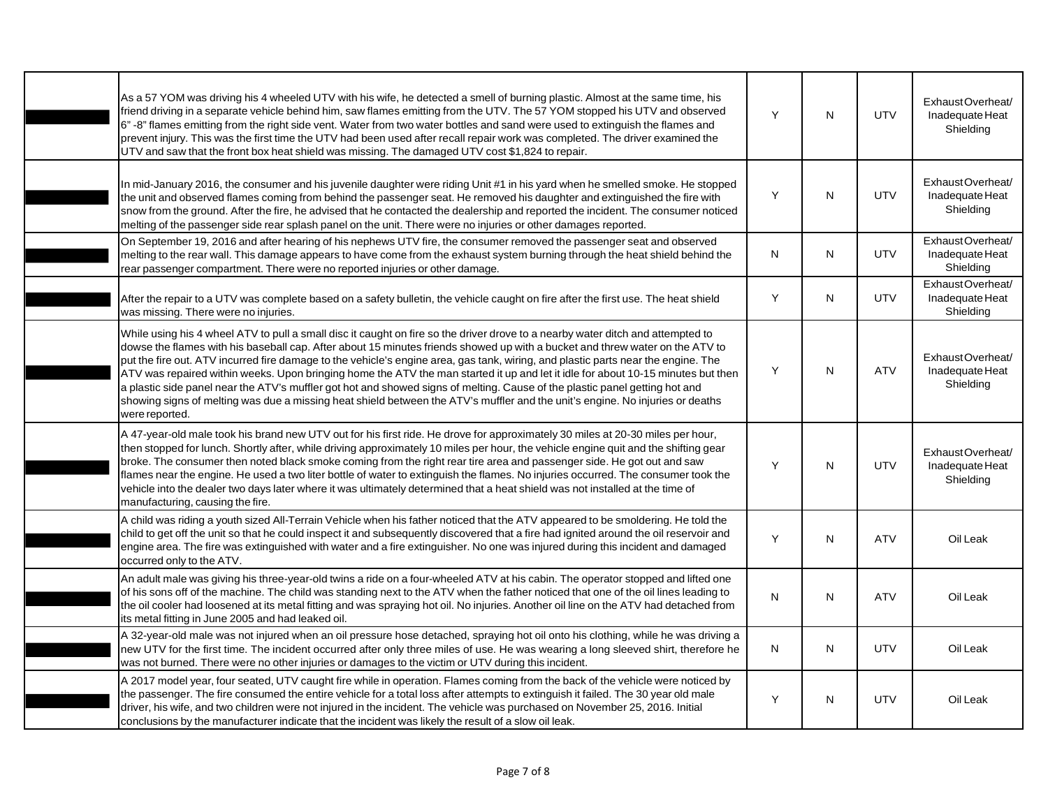| | | | | | |
|---|---|---|---|---|---|
| | As a 57 YOM was driving his 4 wheeled UTV with his wife, he detected a smell of burning plastic. Almost at the same time, his friend driving in a separate vehicle behind him, saw flames emitting from the UTV. The 57 YOM stopped his UTV and observed 6" -8" flames emitting from the right side vent. Water from two water bottles and sand were used to extinguish the flames and prevent injury. This was the first time the UTV had been used after recall repair work was completed. The driver examined the UTV and saw that the front box heat shield was missing. The damaged UTV cost $1,824 to repair. | Y | N | UTV | Exhaust Overheat/ Inadequate Heat Shielding |
| | In mid-January 2016, the consumer and his juvenile daughter were riding Unit #1 in his yard when he smelled smoke. He stopped the unit and observed flames coming from behind the passenger seat. He removed his daughter and extinguished the fire with snow from the ground. After the fire, he advised that he contacted the dealership and reported the incident. The consumer noticed melting of the passenger side rear splash panel on the unit. There were no injuries or other damages reported. | Y | N | UTV | Exhaust Overheat/ Inadequate Heat Shielding |
| | On September 19, 2016 and after hearing of his nephews UTV fire, the consumer removed the passenger seat and observed melting to the rear wall. This damage appears to have come from the exhaust system burning through the heat shield behind the rear passenger compartment. There were no reported injuries or other damage. | N | N | UTV | Exhaust Overheat/ Inadequate Heat Shielding |
| | After the repair to a UTV was complete based on a safety bulletin, the vehicle caught on fire after the first use. The heat shield was missing. There were no injuries. | Y | N | UTV | Exhaust Overheat/ Inadequate Heat Shielding |
| | While using his 4 wheel ATV to pull a small disc it caught on fire so the driver drove to a nearby water ditch and attempted to dowse the flames with his baseball cap. After about 15 minutes friends showed up with a bucket and threw water on the ATV to put the fire out. ATV incurred fire damage to the vehicle's engine area, gas tank, wiring, and plastic parts near the engine. The ATV was repaired within weeks. Upon bringing home the ATV the man started it up and let it idle for about 10-15 minutes but then a plastic side panel near the ATV's muffler got hot and showed signs of melting. Cause of the plastic panel getting hot and showing signs of melting was due a missing heat shield between the ATV's muffler and the unit's engine. No injuries or deaths were reported. | Y | N | ATV | Exhaust Overheat/ Inadequate Heat Shielding |
| | A 47-year-old male took his brand new UTV out for his first ride. He drove for approximately 30 miles at 20-30 miles per hour, then stopped for lunch. Shortly after, while driving approximately 10 miles per hour, the vehicle engine quit and the shifting gear broke. The consumer then noted black smoke coming from the right rear tire area and passenger side. He got out and saw flames near the engine. He used a two liter bottle of water to extinguish the flames. No injuries occurred. The consumer took the vehicle into the dealer two days later where it was ultimately determined that a heat shield was not installed at the time of manufacturing, causing the fire. | Y | N | UTV | Exhaust Overheat/ Inadequate Heat Shielding |
| | A child was riding a youth sized All-Terrain Vehicle when his father noticed that the ATV appeared to be smoldering. He told the child to get off the unit so that he could inspect it and subsequently discovered that a fire had ignited around the oil reservoir and engine area. The fire was extinguished with water and a fire extinguisher. No one was injured during this incident and damaged occurred only to the ATV. | Y | N | ATV | Oil Leak |
| | An adult male was giving his three-year-old twins a ride on a four-wheeled ATV at his cabin. The operator stopped and lifted one of his sons off of the machine. The child was standing next to the ATV when the father noticed that one of the oil lines leading to the oil cooler had loosened at its metal fitting and was spraying hot oil. No injuries. Another oil line on the ATV had detached from its metal fitting in June 2005 and had leaked oil. | N | N | ATV | Oil Leak |
| | A 32-year-old male was not injured when an oil pressure hose detached, spraying hot oil onto his clothing, while he was driving a new UTV for the first time. The incident occurred after only three miles of use. He was wearing a long sleeved shirt, therefore he was not burned. There were no other injuries or damages to the victim or UTV during this incident. | N | N | UTV | Oil Leak |
| | A 2017 model year, four seated, UTV caught fire while in operation. Flames coming from the back of the vehicle were noticed by the passenger. The fire consumed the entire vehicle for a total loss after attempts to extinguish it failed. The 30 year old male driver, his wife, and two children were not injured in the incident. The vehicle was purchased on November 25, 2016. Initial conclusions by the manufacturer indicate that the incident was likely the result of a slow oil leak. | Y | N | UTV | Oil Leak |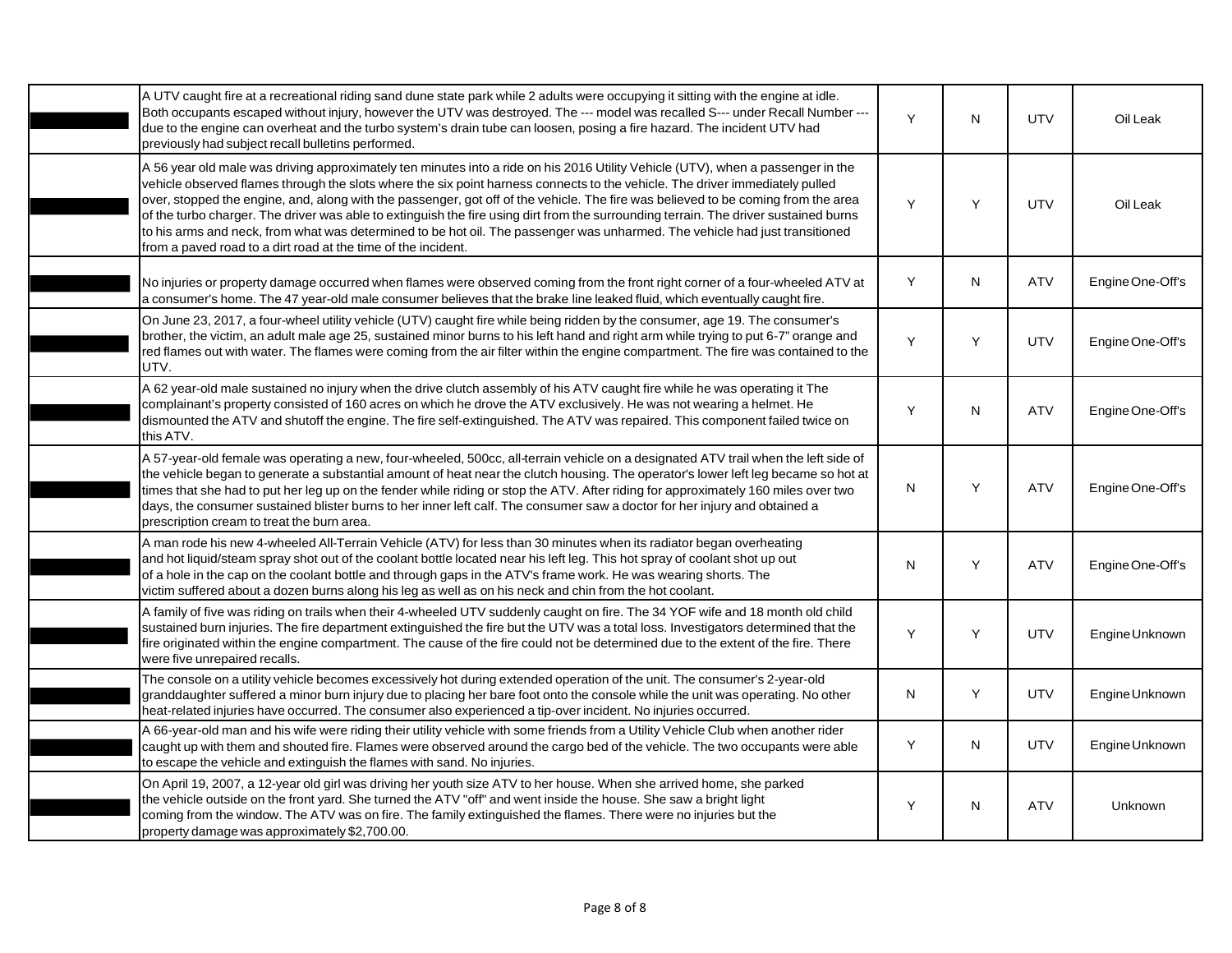| | | | | | |
|---|---|---|---|---|---|
| | A UTV caught fire at a recreational riding sand dune state park while 2 adults were occupying it sitting with the engine at idle. Both occupants escaped without injury, however the UTV was destroyed. The --- model was recalled S--- under Recall Number --- due to the engine can overheat and the turbo system's drain tube can loosen, posing a fire hazard. The incident UTV had previously had subject recall bulletins performed. | Y | N | UTV | Oil Leak |
| | A 56 year old male was driving approximately ten minutes into a ride on his 2016 Utility Vehicle (UTV), when a passenger in the vehicle observed flames through the slots where the six point harness connects to the vehicle. The driver immediately pulled over, stopped the engine, and, along with the passenger, got off of the vehicle. The fire was believed to be coming from the area of the turbo charger. The driver was able to extinguish the fire using dirt from the surrounding terrain. The driver sustained burns to his arms and neck, from what was determined to be hot oil. The passenger was unharmed. The vehicle had just transitioned from a paved road to a dirt road at the time of the incident. | Y | Y | UTV | Oil Leak |
| | No injuries or property damage occurred when flames were observed coming from the front right corner of a four-wheeled ATV at a consumer's home. The 47 year-old male consumer believes that the brake line leaked fluid, which eventually caught fire. | Y | N | ATV | Engine One-Off's |
| | On June 23, 2017, a four-wheel utility vehicle (UTV) caught fire while being ridden by the consumer, age 19. The consumer's brother, the victim, an adult male age 25, sustained minor burns to his left hand and right arm while trying to put 6-7" orange and red flames out with water. The flames were coming from the air filter within the engine compartment. The fire was contained to the UTV. | Y | Y | UTV | Engine One-Off's |
| | A 62 year-old male sustained no injury when the drive clutch assembly of his ATV caught fire while he was operating it The complainant's property consisted of 160 acres on which he drove the ATV exclusively. He was not wearing a helmet. He dismounted the ATV and shutoff the engine. The fire self-extinguished. The ATV was repaired. This component failed twice on this ATV. | Y | N | ATV | Engine One-Off's |
| | A 57-year-old female was operating a new, four-wheeled, 500cc, all-terrain vehicle on a designated ATV trail when the left side of the vehicle began to generate a substantial amount of heat near the clutch housing. The operator's lower left leg became so hot at times that she had to put her leg up on the fender while riding or stop the ATV. After riding for approximately 160 miles over two days, the consumer sustained blister burns to her inner left calf. The consumer saw a doctor for her injury and obtained a prescription cream to treat the burn area. | N | Y | ATV | Engine One-Off's |
| | A man rode his new 4-wheeled All-Terrain Vehicle (ATV) for less than 30 minutes when its radiator began overheating and hot liquid/steam spray shot out of the coolant bottle located near his left leg. This hot spray of coolant shot up out of a hole in the cap on the coolant bottle and through gaps in the ATV's frame work. He was wearing shorts. The victim suffered about a dozen burns along his leg as well as on his neck and chin from the hot coolant. | N | Y | ATV | Engine One-Off's |
| | A family of five was riding on trails when their 4-wheeled UTV suddenly caught on fire. The 34 YOF wife and 18 month old child sustained burn injuries. The fire department extinguished the fire but the UTV was a total loss. Investigators determined that the fire originated within the engine compartment. The cause of the fire could not be determined due to the extent of the fire. There were five unrepaired recalls. | Y | Y | UTV | Engine Unknown |
| | The console on a utility vehicle becomes excessively hot during extended operation of the unit. The consumer's 2-year-old granddaughter suffered a minor burn injury due to placing her bare foot onto the console while the unit was operating. No other heat-related injuries have occurred. The consumer also experienced a tip-over incident. No injuries occurred. | N | Y | UTV | Engine Unknown |
| | A 66-year-old man and his wife were riding their utility vehicle with some friends from a Utility Vehicle Club when another rider caught up with them and shouted fire. Flames were observed around the cargo bed of the vehicle. The two occupants were able to escape the vehicle and extinguish the flames with sand. No injuries. | Y | N | UTV | Engine Unknown |
| | On April 19, 2007, a 12-year old girl was driving her youth size ATV to her house. When she arrived home, she parked the vehicle outside on the front yard. She turned the ATV "off" and went inside the house. She saw a bright light coming from the window. The ATV was on fire. The family extinguished the flames. There were no injuries but the property damage was approximately $2,700.00. | Y | N | ATV | Unknown |